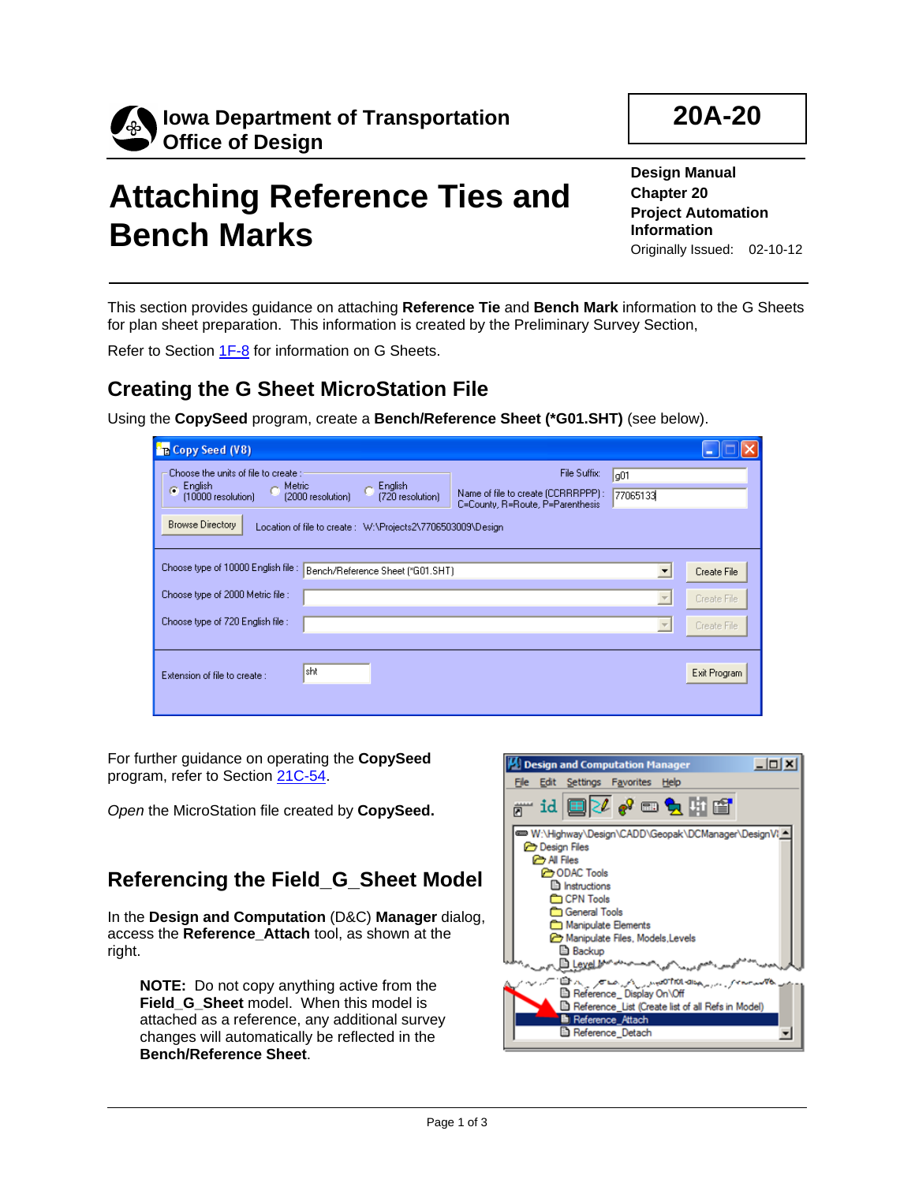**Iowa Department of Transportation**
**Office of Design**

**20A-20**

# Attaching Reference Ties and Bench Marks

**Design Manual**
**Chapter 20**
**Project Automation Information**
Originally Issued: 02-10-12

This section provides guidance on attaching **Reference Tie** and **Bench Mark** information to the G Sheets for plan sheet preparation. This information is created by the Preliminary Survey Section,

Refer to Section 1F-8 for information on G Sheets.

## Creating the G Sheet MicroStation File

Using the **CopySeed** program, create a **Bench/Reference Sheet (*G01.SHT)** (see below).

For further guidance on operating the **CopySeed** program, refer to Section 21C-54.

*Open* the MicroStation file created by **CopySeed.**

## Referencing the Field_G_Sheet Model

In the **Design and Computation** (D&C) **Manager** dialog, access the **Reference_Attach** tool, as shown at the right.

> **NOTE:** Do not copy anything active from the **Field_G_Sheet** model. When this model is attached as a reference, any additional survey changes will automatically be reflected in the **Bench/Reference Sheet**.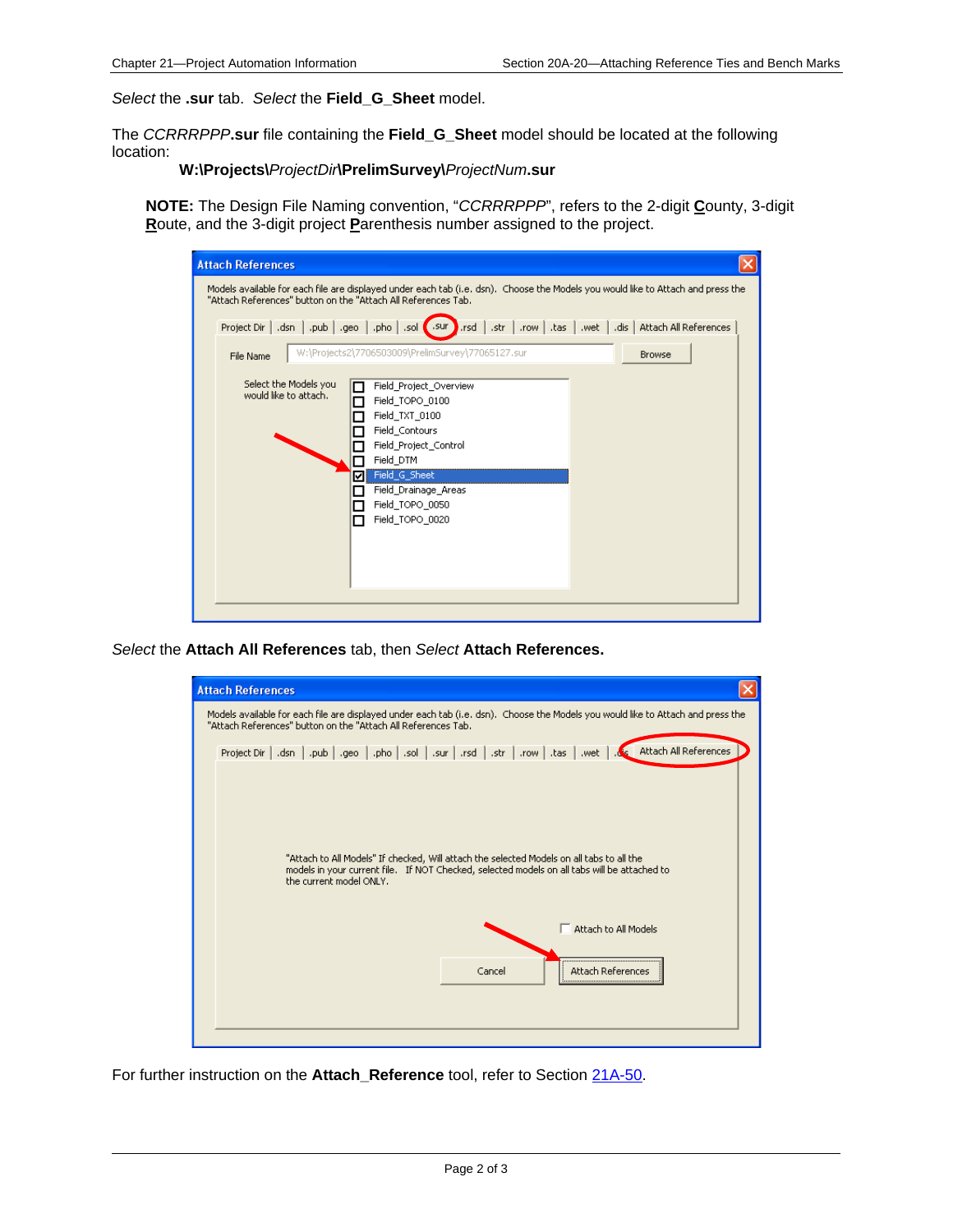*Select* the **.sur** tab. *Select* the **Field_G_Sheet** model.

The *CCRRRPPP***.sur** file containing the **Field_G_Sheet** model should be located at the following location:

**W:\Projects\***ProjectDir***\PrelimSurvey\***ProjectNum***.sur**

**NOTE:** The Design File Naming convention, "*CCRRRPPP*", refers to the 2-digit **C**ounty, 3-digit **R**oute, and the 3-digit project **P**arenthesis number assigned to the project.

*Select* the **Attach All References** tab, then *Select* **Attach References.**

For further instruction on the **Attach_Reference** tool, refer to Section 21A-50.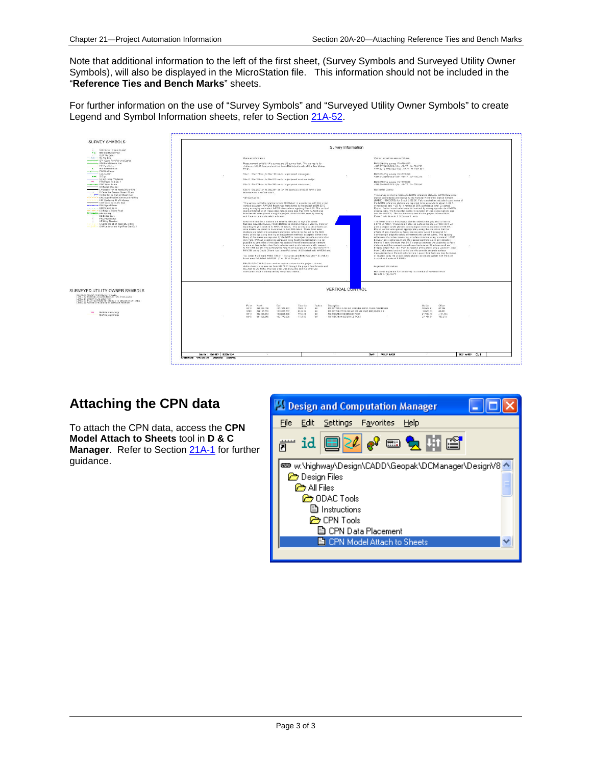Note that additional information to the left of the first sheet, (Survey Symbols and Surveyed Utility Owner Symbols), will also be displayed in the MicroStation file.   This information should not be included in the "**Reference Ties and Bench Marks**" sheets.

For further information on the use of "Survey Symbols" and "Surveyed Utility Owner Symbols" to create Legend and Symbol Information sheets, refer to Section 21A-52.

## Attaching the CPN data

To attach the CPN data, access the **CPN Model Attach to Sheets** tool in **D & C Manager**.  Refer to Section 21A-1 for further guidance.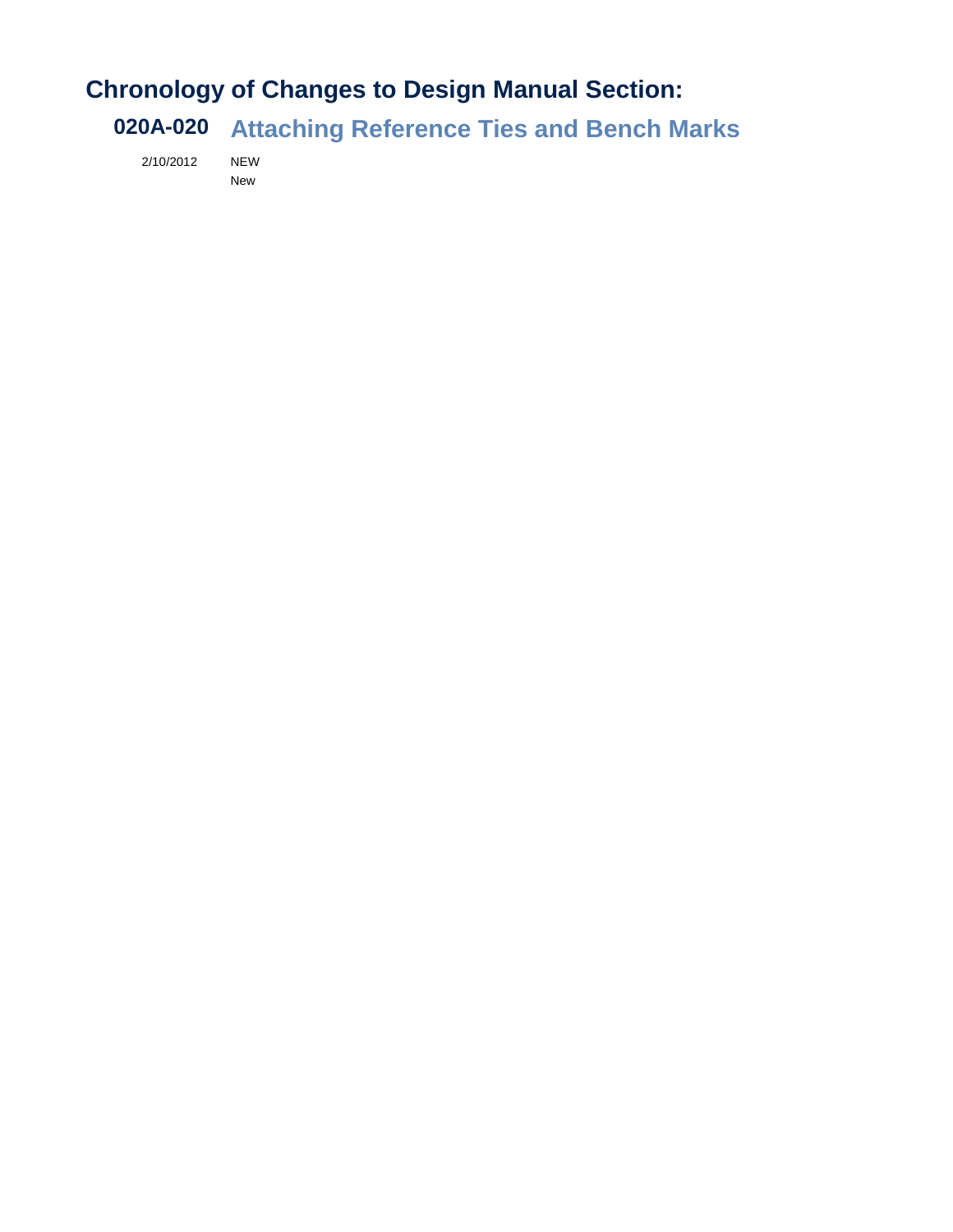# Chronology of Changes to Design Manual Section:

## 020A-020 Attaching Reference Ties and Bench Marks

| | | |
|---|---|---|
| 2/10/2012 | NEW<br>New | |